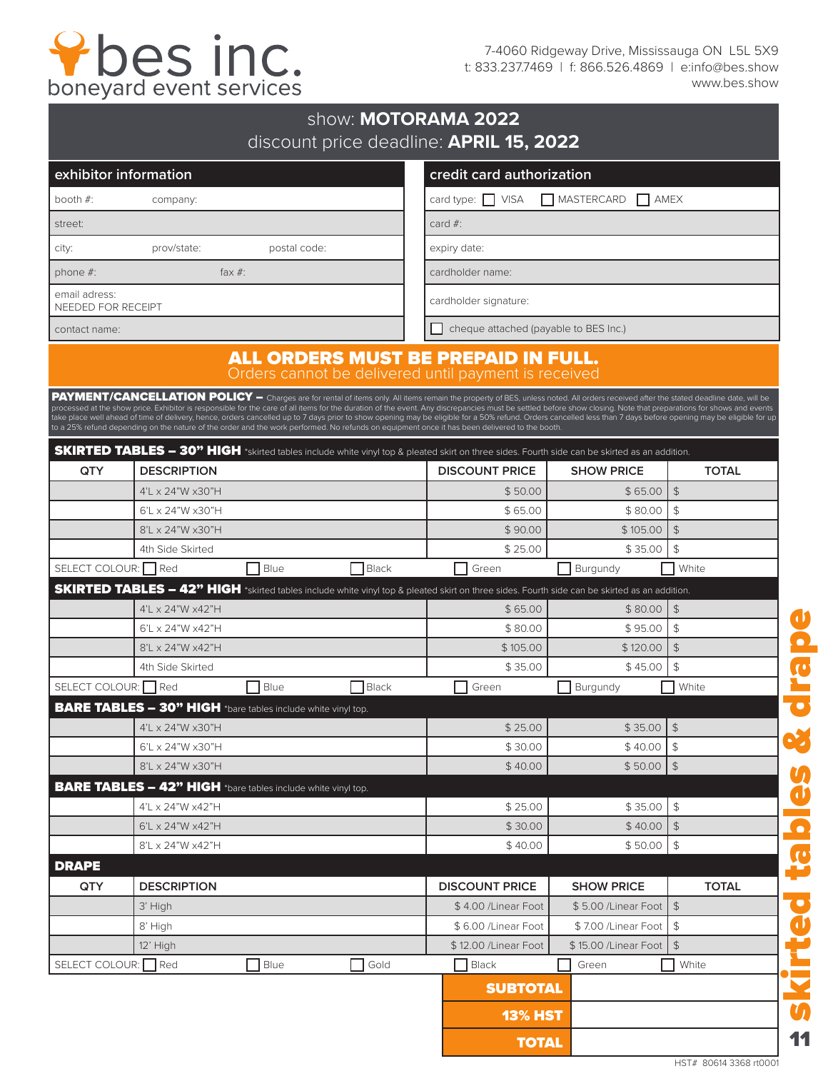# bes inc.
boneyard event services

7-4060 Ridgeway Drive, Mississauga ON L5L 5X9
t: 833.237.7469 | f: 866.526.4869 | e:info@bes.show
www.bes.show

## show: **MOTORAMA 2022**
## discount price deadline: **APRIL 15, 2022**

| exhibitor information | |
|---|---|
| booth #: | company: |
| street: | |
| city: | prov/state: postal code: |
| phone #: | fax #: |
| email adress: NEEDED FOR RECEIPT | |
| contact name: | |

| credit card authorization |
|---|
| card type: ☐ VISA ☐ MASTERCARD ☐ AMEX |
| card #: |
| expiry date: |
| cardholder name: |
| cardholder signature: |
| ☐ cheque attached (payable to BES Inc.) |

## ALL ORDERS MUST BE PREPAID IN FULL.
Orders cannot be delivered until payment is received

**PAYMENT/CANCELLATION POLICY –** Charges are for rental of items only. All items remain the property of BES, unless noted. All orders received after the stated deadline date, will be processed at the show price. Exhibitor is responsible for the care of all items for the duration of the event. Any discrepancies must be settled before show closing. Note that preparations for shows and events take place well ahead of time of delivery, hence, orders cancelled up to 7 days prior to show opening may be eligible for a 50% refund. Orders cancelled less than 7 days before opening may be eligible for up to a 25% refund depending on the nature of the order and the work performed. No refunds on equipment once it has been delivered to the booth.

**SKIRTED TABLES – 30" HIGH** *skirted tables include white vinyl top & pleated skirt on three sides. Fourth side can be skirted as an addition.

| QTY | DESCRIPTION | DISCOUNT PRICE | SHOW PRICE | TOTAL |
|---|---|---|---|---|
| | 4'L x 24"W x30"H | $ 50.00 | $ 65.00 | $ |
| | 6'L x 24"W x30"H | $ 65.00 | $ 80.00 | $ |
| | 8'L x 24"W x30"H | $ 90.00 | $ 105.00 | $ |
| | 4th Side Skirted | $ 25.00 | $ 35.00 | $ |

SELECT COLOUR: ☐ Red ☐ Blue ☐ Black ☐ Green ☐ Burgundy ☐ White

**SKIRTED TABLES – 42" HIGH** *skirted tables include white vinyl top & pleated skirt on three sides. Fourth side can be skirted as an addition.

| QTY | DESCRIPTION | DISCOUNT PRICE | SHOW PRICE | TOTAL |
|---|---|---|---|---|
| | 4'L x 24"W x42"H | $ 65.00 | $ 80.00 | $ |
| | 6'L x 24"W x42"H | $ 80.00 | $ 95.00 | $ |
| | 8'L x 24"W x42"H | $ 105.00 | $ 120.00 | $ |
| | 4th Side Skirted | $ 35.00 | $ 45.00 | $ |

SELECT COLOUR: ☐ Red ☐ Blue ☐ Black ☐ Green ☐ Burgundy ☐ White

**BARE TABLES – 30" HIGH** *bare tables include white vinyl top.

| QTY | DESCRIPTION | DISCOUNT PRICE | SHOW PRICE | TOTAL |
|---|---|---|---|---|
| | 4'L x 24"W x30"H | $ 25.00 | $ 35.00 | $ |
| | 6'L x 24"W x30"H | $ 30.00 | $ 40.00 | $ |
| | 8'L x 24"W x30"H | $ 40.00 | $ 50.00 | $ |

**BARE TABLES – 42" HIGH** *bare tables include white vinyl top.

| QTY | DESCRIPTION | DISCOUNT PRICE | SHOW PRICE | TOTAL |
|---|---|---|---|---|
| | 4'L x 24"W x42"H | $ 25.00 | $ 35.00 | $ |
| | 6'L x 24"W x42"H | $ 30.00 | $ 40.00 | $ |
| | 8'L x 24"W x42"H | $ 40.00 | $ 50.00 | $ |

**DRAPE**

| QTY | DESCRIPTION | DISCOUNT PRICE | SHOW PRICE | TOTAL |
|---|---|---|---|---|
| | 3' High | $ 4.00 /Linear Foot | $ 5.00 /Linear Foot | $ |
| | 8' High | $ 6.00 /Linear Foot | $ 7.00 /Linear Foot | $ |
| | 12' High | $ 12.00 /Linear Foot | $ 15.00 /Linear Foot | $ |

SELECT COLOUR: ☐ Red ☐ Blue ☐ Gold ☐ Black ☐ Green ☐ White

| | |
|---|---|
| **SUBTOTAL** | |
| **13% HST** | |
| **TOTAL** | |

skirted tables & drape

HST# 80614 3368 rt0001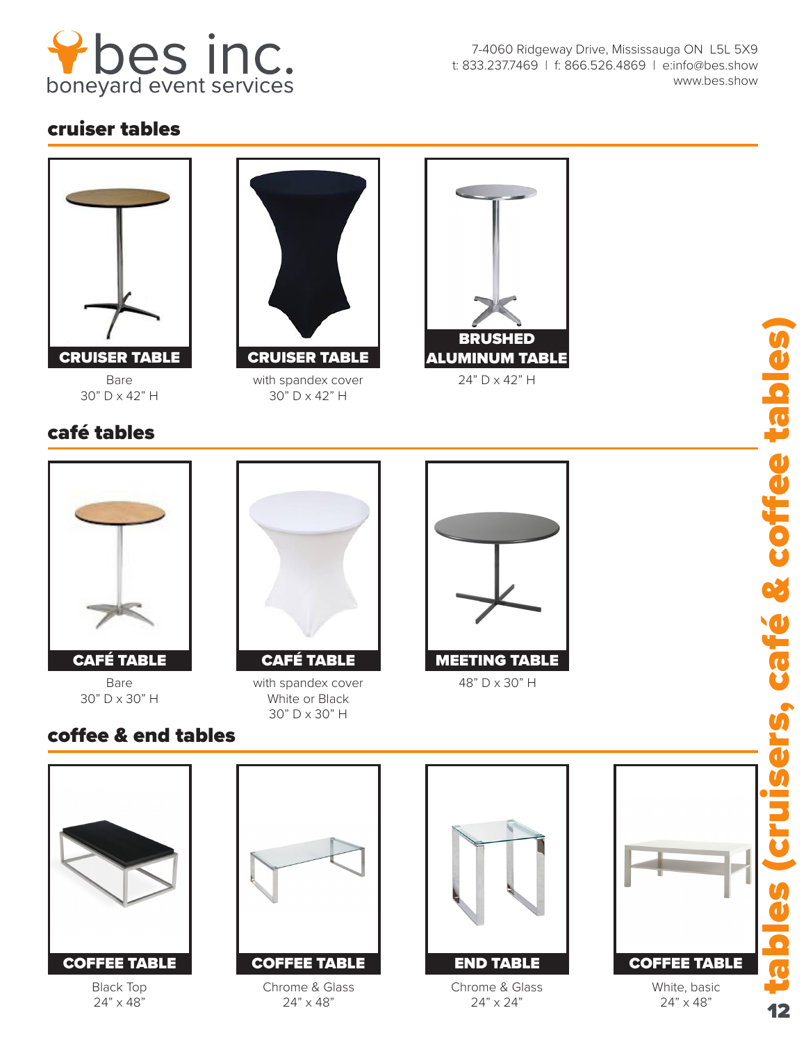bes inc.
boneyard event services

7-4060 Ridgeway Drive, Mississauga ON L5L 5X9
t: 833.237.7469 | f: 866.526.4869 | e:info@bes.show
www.bes.show

# tables (cruisers, café & coffee tables)

## cruiser tables

**CRUISER TABLE**
Bare
30" D x 42" H

**CRUISER TABLE**
with spandex cover
30" D x 42" H

**BRUSHED ALUMINUM TABLE**
24" D x 42" H

## café tables

**CAFÉ TABLE**
Bare
30" D x 30" H

**CAFÉ TABLE**
with spandex cover
White or Black
30" D x 30" H

**MEETING TABLE**
48" D x 30" H

## coffee & end tables

**COFFEE TABLE**
Black Top
24" x 48"

**COFFEE TABLE**
Chrome & Glass
24" x 48"

**END TABLE**
Chrome & Glass
24" x 24"

**COFFEE TABLE**
White, basic
24" x 48"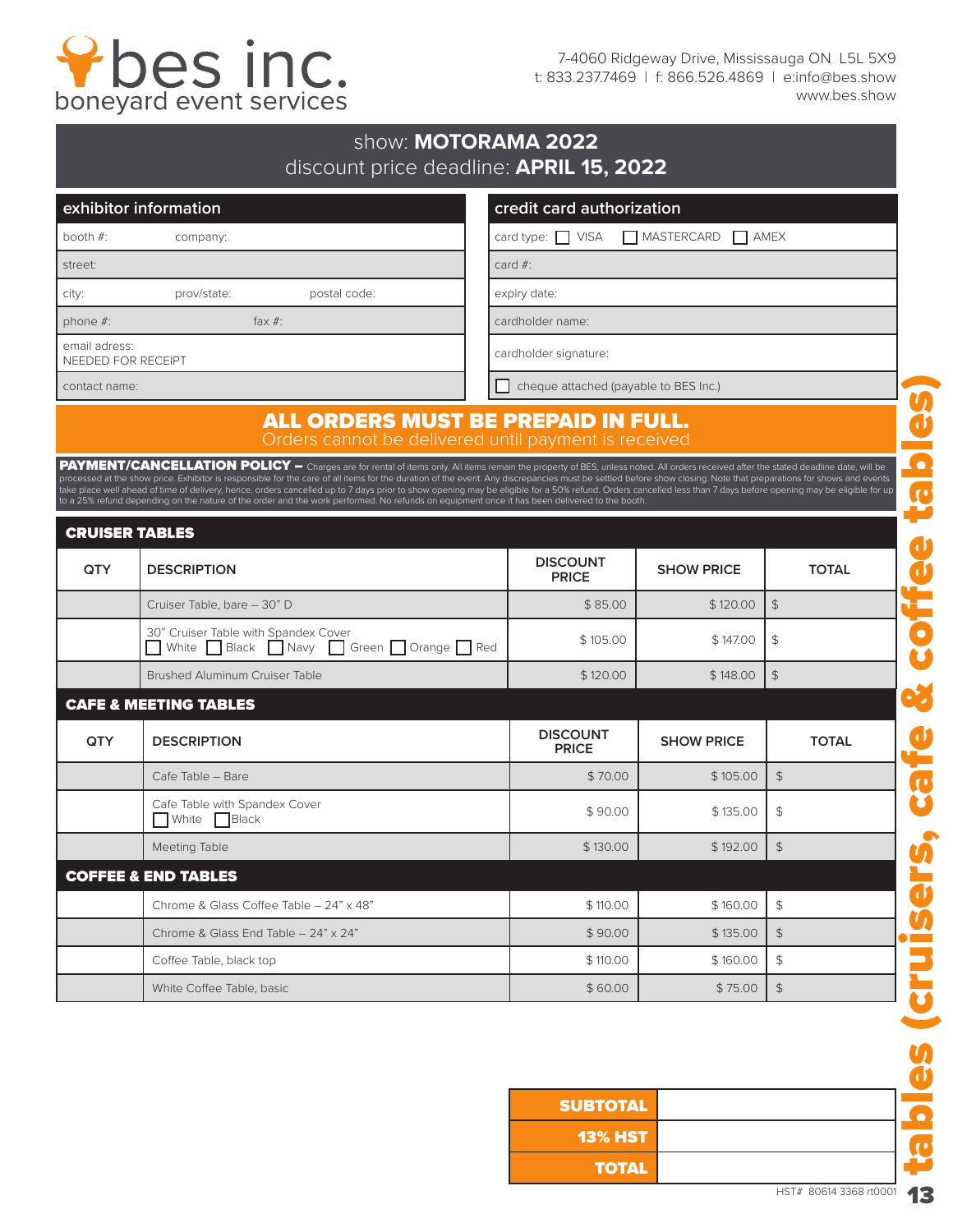# bes inc.
boneyard event services

7-4060 Ridgeway Drive, Mississauga ON L5L 5X9
t: 833.237.7469 | f: 866.526.4869 | e:info@bes.show
www.bes.show

## show: **MOTORAMA 2022**
## discount price deadline: **APRIL 15, 2022**

| exhibitor information | | |
|---|---|---|
| booth #: | company: | |
| street: | | |
| city: | prov/state: | postal code: |
| phone #: | fax #: | |
| email adress: NEEDED FOR RECEIPT | | |
| contact name: | | |

| credit card authorization |
|---|
| card type: ☐ VISA ☐ MASTERCARD ☐ AMEX |
| card #: |
| expiry date: |
| cardholder name: |
| cardholder signature: |
| ☐ cheque attached (payable to BES Inc.) |

**ALL ORDERS MUST BE PREPAID IN FULL.**
Orders cannot be delivered until payment is received

**PAYMENT/CANCELLATION POLICY –** Charges are for rental of items only. All items remain the property of BES, unless noted. All orders received after the stated deadline date, will be processed at the show price. Exhibitor is responsible for the care of all items for the duration of the event. Any discrepancies must be settled before show closing. Note that preparations for shows and events take place well ahead of time of delivery, hence, orders cancelled up to 7 days prior to show opening may be eligible for a 50% refund. Orders cancelled less than 7 days before opening may be eligible for up to a 25% refund depending on the nature of the order and the work performed. No refunds on equipment once it has been delivered to the booth.

## tables (cruisers, cafe & coffee tables)

### CRUISER TABLES

| QTY | DESCRIPTION | DISCOUNT PRICE | SHOW PRICE | TOTAL |
|---|---|---|---|---|
| | Cruiser Table, bare – 30" D | $ 85.00 | $ 120.00 | $ |
| | 30" Cruiser Table with Spandex Cover ☐ White ☐ Black ☐ Navy ☐ Green ☐ Orange ☐ Red | $ 105.00 | $ 147.00 | $ |
| | Brushed Aluminum Cruiser Table | $ 120.00 | $ 148.00 | $ |

### CAFE & MEETING TABLES

| QTY | DESCRIPTION | DISCOUNT PRICE | SHOW PRICE | TOTAL |
|---|---|---|---|---|
| | Cafe Table – Bare | $ 70.00 | $ 105.00 | $ |
| | Cafe Table with Spandex Cover ☐ White ☐ Black | $ 90.00 | $ 135.00 | $ |
| | Meeting Table | $ 130.00 | $ 192.00 | $ |

### COFFEE & END TABLES

| QTY | DESCRIPTION | DISCOUNT PRICE | SHOW PRICE | TOTAL |
|---|---|---|---|---|
| | Chrome & Glass Coffee Table – 24" x 48" | $ 110.00 | $ 160.00 | $ |
| | Chrome & Glass End Table – 24" x 24" | $ 90.00 | $ 135.00 | $ |
| | Coffee Table, black top | $ 110.00 | $ 160.00 | $ |
| | White Coffee Table, basic | $ 60.00 | $ 75.00 | $ |

| | |
|---|---|
| **SUBTOTAL** | |
| **13% HST** | |
| **TOTAL** | |

HST# 80614 3368 rt0001